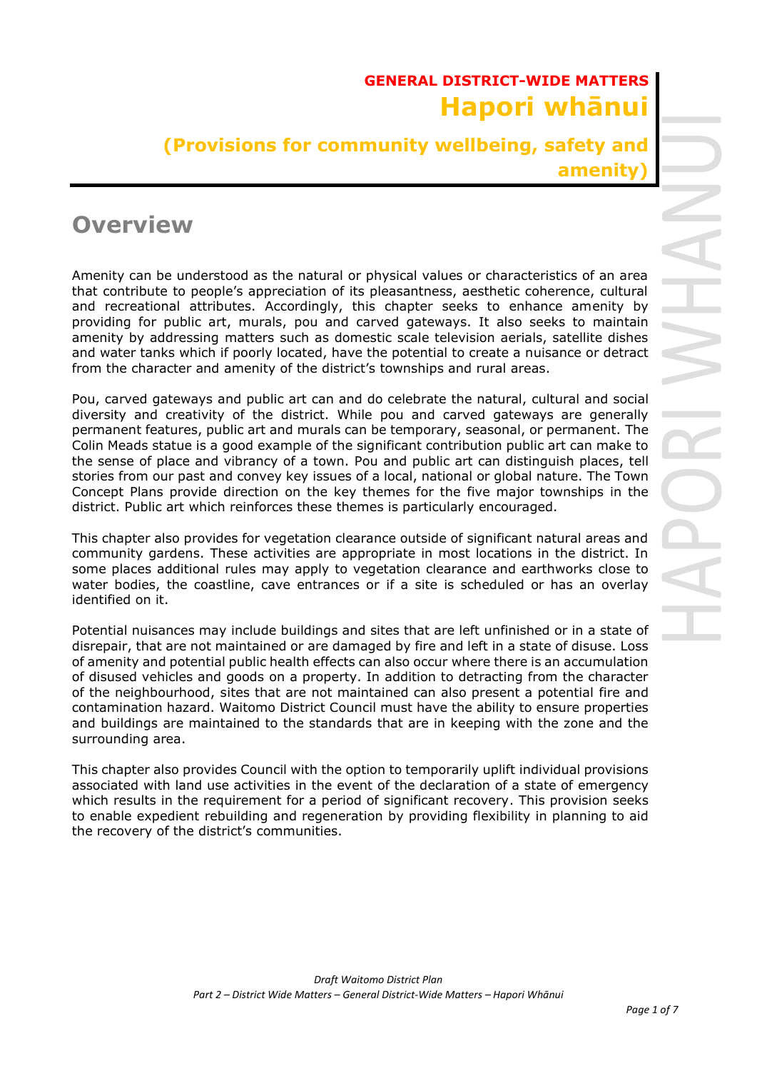**GENERAL DISTRICT-WIDE MATTERS**

# Hapori whānui

**(Provisions for community wellbeing, safety and amenity)**

## Overview

Amenity can be understood as the natural or physical values or characteristics of an area that contribute to people's appreciation of its pleasantness, aesthetic coherence, cultural and recreational attributes. Accordingly, this chapter seeks to enhance amenity by providing for public art, murals, pou and carved gateways. It also seeks to maintain amenity by addressing matters such as domestic scale television aerials, satellite dishes and water tanks which if poorly located, have the potential to create a nuisance or detract from the character and amenity of the district's townships and rural areas.

Pou, carved gateways and public art can and do celebrate the natural, cultural and social diversity and creativity of the district. While pou and carved gateways are generally permanent features, public art and murals can be temporary, seasonal, or permanent. The Colin Meads statue is a good example of the significant contribution public art can make to the sense of place and vibrancy of a town. Pou and public art can distinguish places, tell stories from our past and convey key issues of a local, national or global nature. The Town Concept Plans provide direction on the key themes for the five major townships in the district. Public art which reinforces these themes is particularly encouraged.

This chapter also provides for vegetation clearance outside of significant natural areas and community gardens. These activities are appropriate in most locations in the district. In some places additional rules may apply to vegetation clearance and earthworks close to water bodies, the coastline, cave entrances or if a site is scheduled or has an overlay identified on it.

Potential nuisances may include buildings and sites that are left unfinished or in a state of disrepair, that are not maintained or are damaged by fire and left in a state of disuse. Loss of amenity and potential public health effects can also occur where there is an accumulation of disused vehicles and goods on a property. In addition to detracting from the character of the neighbourhood, sites that are not maintained can also present a potential fire and contamination hazard. Waitomo District Council must have the ability to ensure properties and buildings are maintained to the standards that are in keeping with the zone and the surrounding area.

This chapter also provides Council with the option to temporarily uplift individual provisions associated with land use activities in the event of the declaration of a state of emergency which results in the requirement for a period of significant recovery. This provision seeks to enable expedient rebuilding and regeneration by providing flexibility in planning to aid the recovery of the district's communities.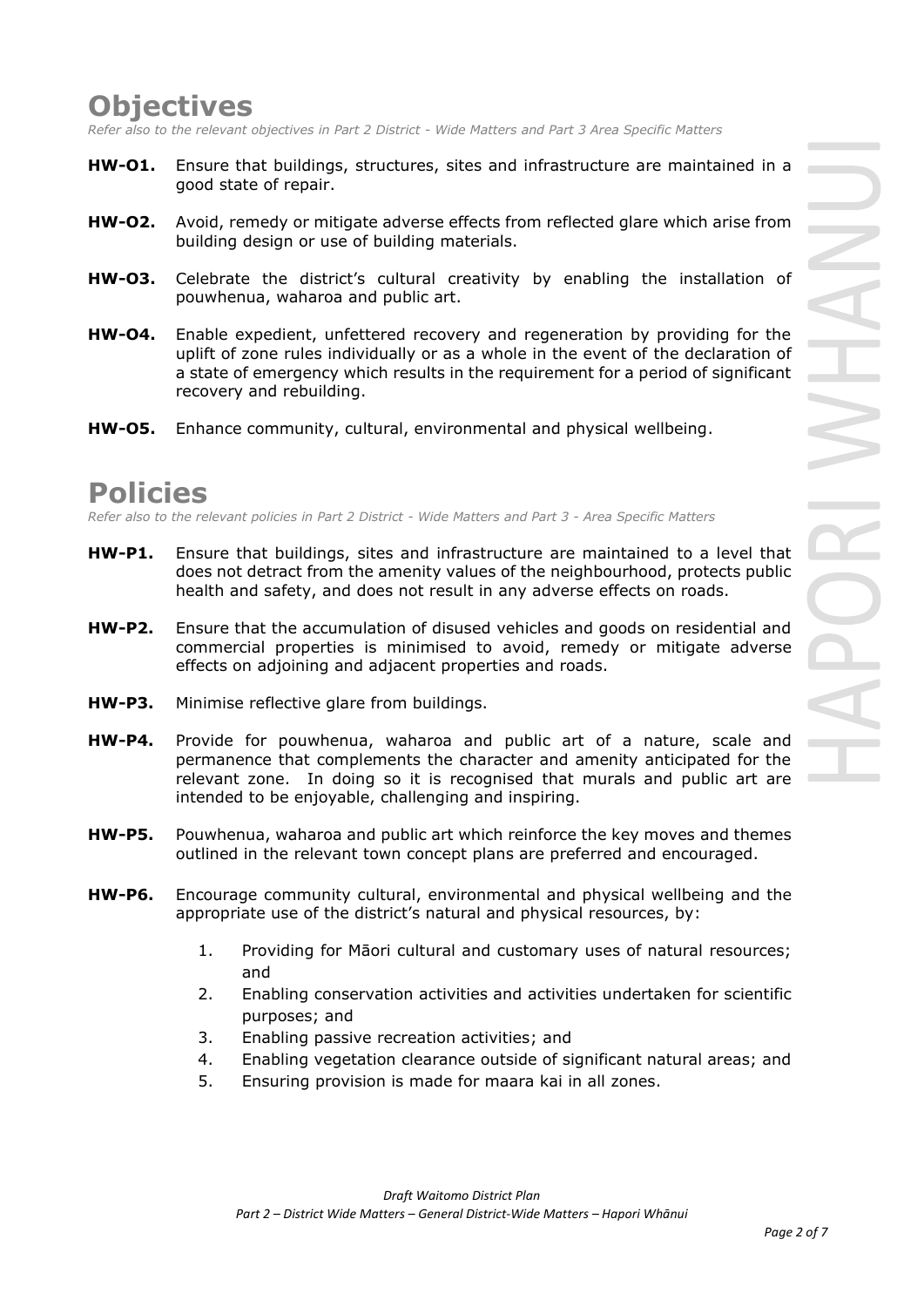# Objectives

*Refer also to the relevant objectives in Part 2 District - Wide Matters and Part 3 Area Specific Matters*

**HW-O1.** Ensure that buildings, structures, sites and infrastructure are maintained in a good state of repair.

**HW-O2.** Avoid, remedy or mitigate adverse effects from reflected glare which arise from building design or use of building materials.

**HW-O3.** Celebrate the district's cultural creativity by enabling the installation of pouwhenua, waharoa and public art.

**HW-O4.** Enable expedient, unfettered recovery and regeneration by providing for the uplift of zone rules individually or as a whole in the event of the declaration of a state of emergency which results in the requirement for a period of significant recovery and rebuilding.

**HW-O5.** Enhance community, cultural, environmental and physical wellbeing.

# Policies

*Refer also to the relevant policies in Part 2 District - Wide Matters and Part 3 - Area Specific Matters*

**HW-P1.** Ensure that buildings, sites and infrastructure are maintained to a level that does not detract from the amenity values of the neighbourhood, protects public health and safety, and does not result in any adverse effects on roads.

**HW-P2.** Ensure that the accumulation of disused vehicles and goods on residential and commercial properties is minimised to avoid, remedy or mitigate adverse effects on adjoining and adjacent properties and roads.

**HW-P3.** Minimise reflective glare from buildings.

**HW-P4.** Provide for pouwhenua, waharoa and public art of a nature, scale and permanence that complements the character and amenity anticipated for the relevant zone. In doing so it is recognised that murals and public art are intended to be enjoyable, challenging and inspiring.

**HW-P5.** Pouwhenua, waharoa and public art which reinforce the key moves and themes outlined in the relevant town concept plans are preferred and encouraged.

**HW-P6.** Encourage community cultural, environmental and physical wellbeing and the appropriate use of the district's natural and physical resources, by:

1. Providing for Māori cultural and customary uses of natural resources; and
2. Enabling conservation activities and activities undertaken for scientific purposes; and
3. Enabling passive recreation activities; and
4. Enabling vegetation clearance outside of significant natural areas; and
5. Ensuring provision is made for maara kai in all zones.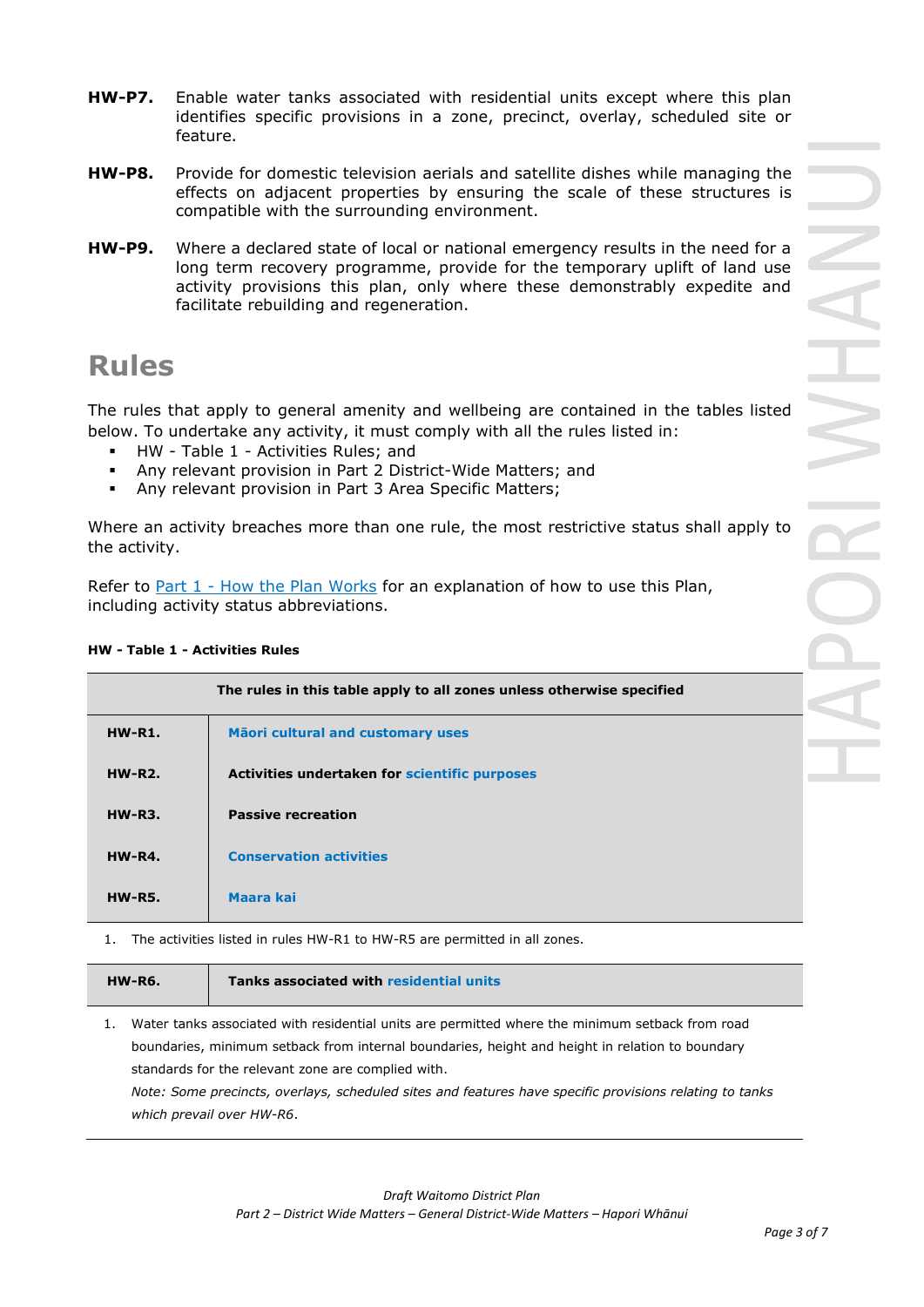**HW-P7.** Enable water tanks associated with residential units except where this plan identifies specific provisions in a zone, precinct, overlay, scheduled site or feature.

**HW-P8.** Provide for domestic television aerials and satellite dishes while managing the effects on adjacent properties by ensuring the scale of these structures is compatible with the surrounding environment.

**HW-P9.** Where a declared state of local or national emergency results in the need for a long term recovery programme, provide for the temporary uplift of land use activity provisions this plan, only where these demonstrably expedite and facilitate rebuilding and regeneration.

# Rules

The rules that apply to general amenity and wellbeing are contained in the tables listed below. To undertake any activity, it must comply with all the rules listed in:

- HW - Table 1 - Activities Rules; and
- Any relevant provision in Part 2 District-Wide Matters; and
- Any relevant provision in Part 3 Area Specific Matters;

Where an activity breaches more than one rule, the most restrictive status shall apply to the activity.

Refer to Part 1 - How the Plan Works for an explanation of how to use this Plan, including activity status abbreviations.

**HW - Table 1 - Activities Rules**

| The rules in this table apply to all zones unless otherwise specified | |
|---|---|
| **HW-R1.** | **Māori cultural and customary uses** |
| **HW-R2.** | **Activities undertaken for scientific purposes** |
| **HW-R3.** | **Passive recreation** |
| **HW-R4.** | **Conservation activities** |
| **HW-R5.** | **Maara kai** |

1. The activities listed in rules HW-R1 to HW-R5 are permitted in all zones.

| **HW-R6.** | **Tanks associated with residential units** |
|---|---|

1. Water tanks associated with residential units are permitted where the minimum setback from road boundaries, minimum setback from internal boundaries, height and height in relation to boundary standards for the relevant zone are complied with.

   *Note: Some precincts, overlays, scheduled sites and features have specific provisions relating to tanks which prevail over HW-R6.*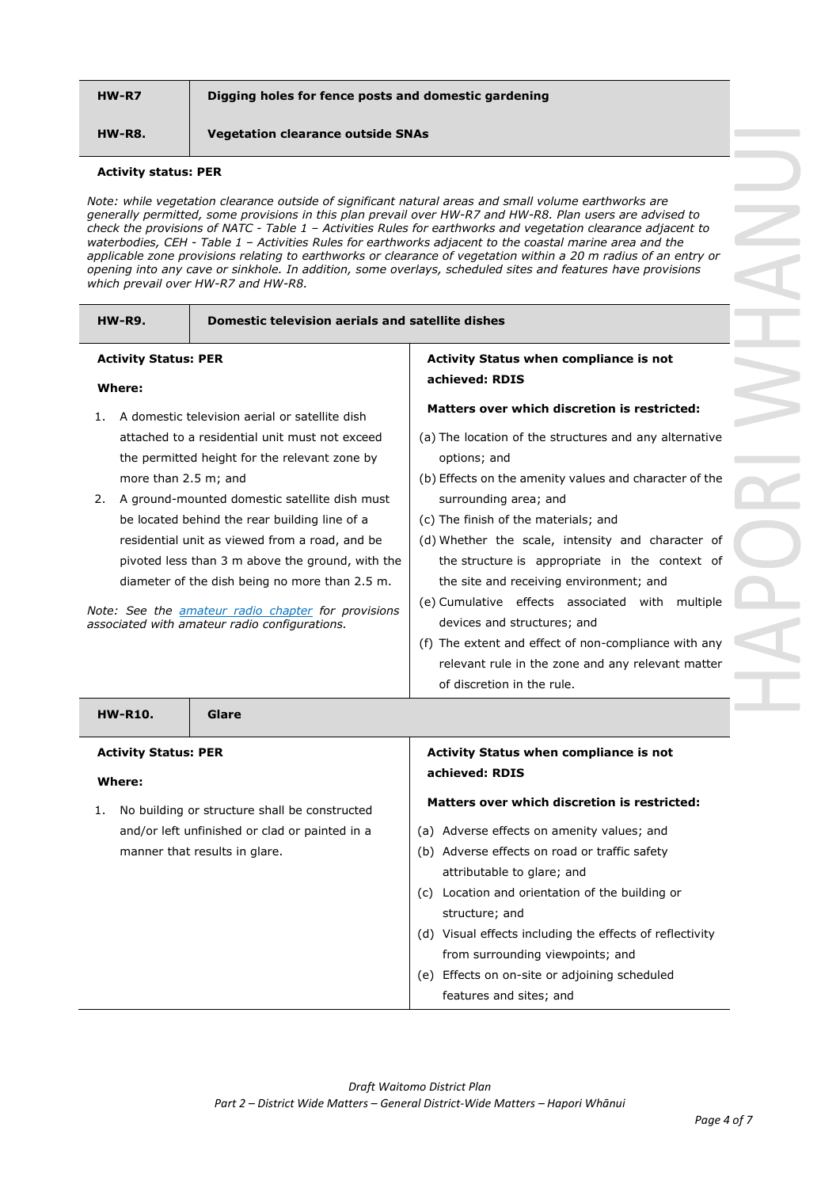| HW-R7 | Digging holes for fence posts and domestic gardening |
| --- | --- |
| **HW-R8.** | **Vegetation clearance outside SNAs** |

**Activity status: PER**

*Note: while vegetation clearance outside of significant natural areas and small volume earthworks are generally permitted, some provisions in this plan prevail over HW-R7 and HW-R8. Plan users are advised to check the provisions of NATC - Table 1 – Activities Rules for earthworks and vegetation clearance adjacent to waterbodies, CEH - Table 1 – Activities Rules for earthworks adjacent to the coastal marine area and the applicable zone provisions relating to earthworks or clearance of vegetation within a 20 m radius of an entry or opening into any cave or sinkhole. In addition, some overlays, scheduled sites and features have provisions which prevail over HW-R7 and HW-R8.*

| HW-R9. | Domestic television aerials and satellite dishes |
| --- | --- |
| **Activity Status: PER**<br><br>**Where:**<br><br>1. A domestic television aerial or satellite dish attached to a residential unit must not exceed the permitted height for the relevant zone by more than 2.5 m; and<br>2. A ground-mounted domestic satellite dish must be located behind the rear building line of a residential unit as viewed from a road, and be pivoted less than 3 m above the ground, with the diameter of the dish being no more than 2.5 m.<br><br>*Note: See the amateur radio chapter for provisions associated with amateur radio configurations.* | **Activity Status when compliance is not achieved: RDIS**<br><br>**Matters over which discretion is restricted:**<br><br>(a) The location of the structures and any alternative options; and<br>(b) Effects on the amenity values and character of the surrounding area; and<br>(c) The finish of the materials; and<br>(d) Whether the scale, intensity and character of the structure is appropriate in the context of the site and receiving environment; and<br>(e) Cumulative effects associated with multiple devices and structures; and<br>(f) The extent and effect of non-compliance with any relevant rule in the zone and any relevant matter of discretion in the rule. |

| HW-R10. | Glare |
| --- | --- |
| **Activity Status: PER**<br><br>**Where:**<br><br>1. No building or structure shall be constructed and/or left unfinished or clad or painted in a manner that results in glare. | **Activity Status when compliance is not achieved: RDIS**<br><br>**Matters over which discretion is restricted:**<br><br>(a) Adverse effects on amenity values; and<br>(b) Adverse effects on road or traffic safety attributable to glare; and<br>(c) Location and orientation of the building or structure; and<br>(d) Visual effects including the effects of reflectivity from surrounding viewpoints; and<br>(e) Effects on on-site or adjoining scheduled features and sites; and |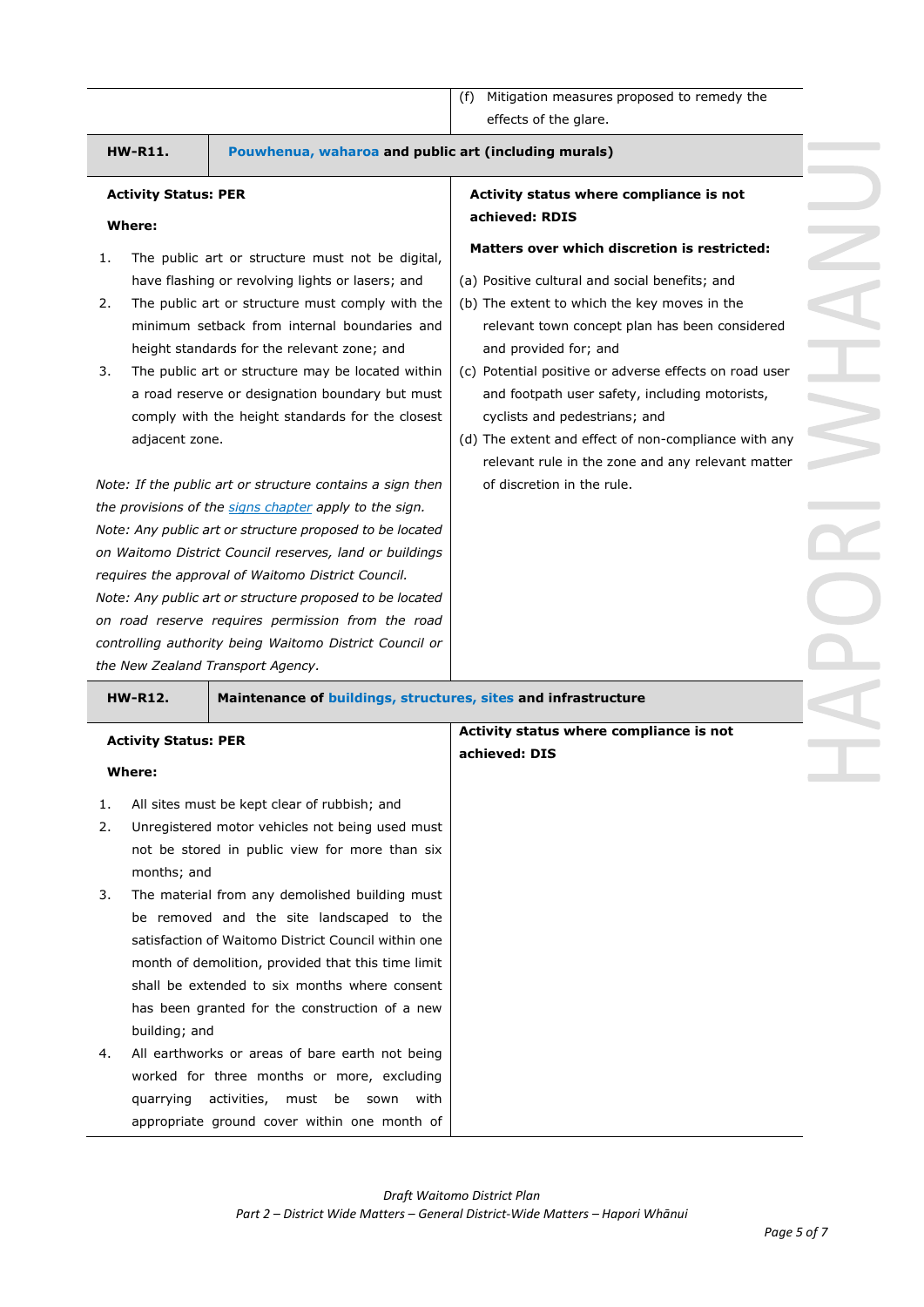| | |
|---|---|
| | (f) Mitigation measures proposed to remedy the effects of the glare. |

| **HW-R11.** | **Pouwhenua, waharoa and public art (including murals)** |
|---|---|
| **Activity Status: PER**<br><br>**Where:**<br><br>1. The public art or structure must not be digital, have flashing or revolving lights or lasers; and<br>2. The public art or structure must comply with the minimum setback from internal boundaries and height standards for the relevant zone; and<br>3. The public art or structure may be located within a road reserve or designation boundary but must comply with the height standards for the closest adjacent zone.<br><br>*Note: If the public art or structure contains a sign then the provisions of the signs chapter apply to the sign.*<br>*Note: Any public art or structure proposed to be located on Waitomo District Council reserves, land or buildings requires the approval of Waitomo District Council.*<br>*Note: Any public art or structure proposed to be located on road reserve requires permission from the road controlling authority being Waitomo District Council or the New Zealand Transport Agency.* | **Activity status where compliance is not achieved: RDIS**<br><br>**Matters over which discretion is restricted:**<br><br>(a) Positive cultural and social benefits; and<br>(b) The extent to which the key moves in the relevant town concept plan has been considered and provided for; and<br>(c) Potential positive or adverse effects on road user and footpath user safety, including motorists, cyclists and pedestrians; and<br>(d) The extent and effect of non-compliance with any relevant rule in the zone and any relevant matter of discretion in the rule. |

| **HW-R12.** | **Maintenance of buildings, structures, sites and infrastructure** |
|---|---|
| **Activity Status: PER**<br><br>**Where:**<br><br>1. All sites must be kept clear of rubbish; and<br>2. Unregistered motor vehicles not being used must not be stored in public view for more than six months; and<br>3. The material from any demolished building must be removed and the site landscaped to the satisfaction of Waitomo District Council within one month of demolition, provided that this time limit shall be extended to six months where consent has been granted for the construction of a new building; and<br>4. All earthworks or areas of bare earth not being worked for three months or more, excluding quarrying activities, must be sown with appropriate ground cover within one month of | **Activity status where compliance is not achieved: DIS** |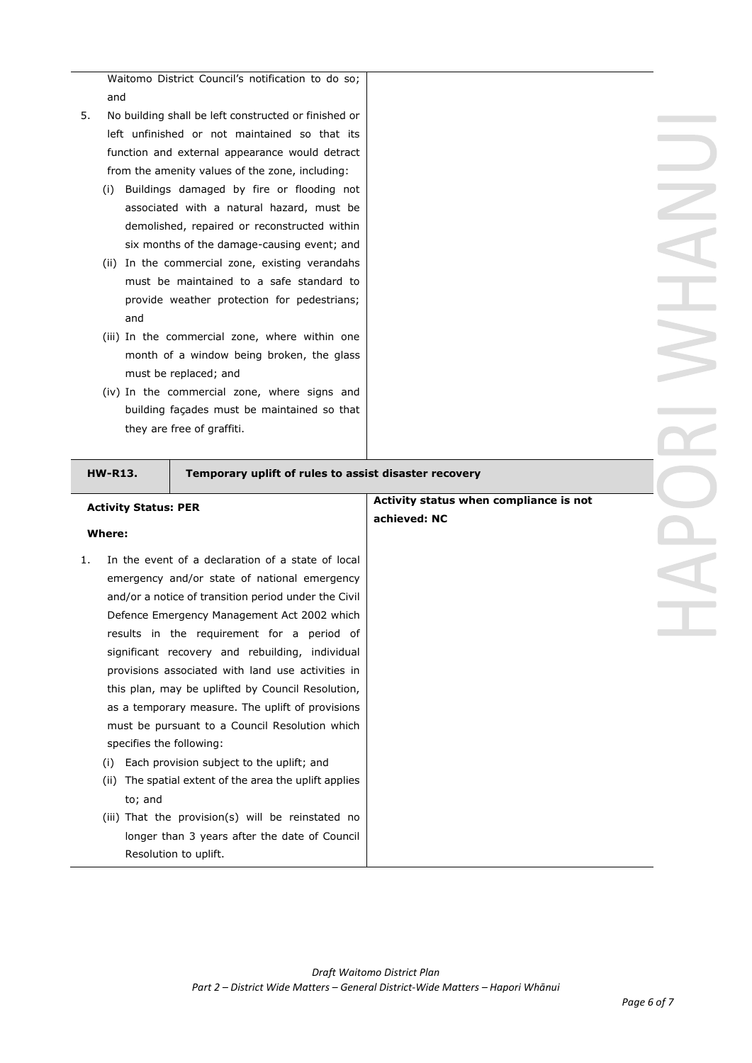Waitomo District Council's notification to do so; and

5. No building shall be left constructed or finished or left unfinished or not maintained so that its function and external appearance would detract from the amenity values of the zone, including:
   (i) Buildings damaged by fire or flooding not associated with a natural hazard, must be demolished, repaired or reconstructed within six months of the damage-causing event; and
   (ii) In the commercial zone, existing verandahs must be maintained to a safe standard to provide weather protection for pedestrians; and
   (iii) In the commercial zone, where within one month of a window being broken, the glass must be replaced; and
   (iv) In the commercial zone, where signs and building façades must be maintained so that they are free of graffiti.

| **HW-R13.** | **Temporary uplift of rules to assist disaster recovery** |
|---|---|
| **Activity Status: PER**<br><br>**Where:**<br><br>1. In the event of a declaration of a state of local emergency and/or state of national emergency and/or a notice of transition period under the Civil Defence Emergency Management Act 2002 which results in the requirement for a period of significant recovery and rebuilding, individual provisions associated with land use activities in this plan, may be uplifted by Council Resolution, as a temporary measure. The uplift of provisions must be pursuant to a Council Resolution which specifies the following:<br>(i) Each provision subject to the uplift; and<br>(ii) The spatial extent of the area the uplift applies to; and<br>(iii) That the provision(s) will be reinstated no longer than 3 years after the date of Council Resolution to uplift. | **Activity status when compliance is not achieved: NC** |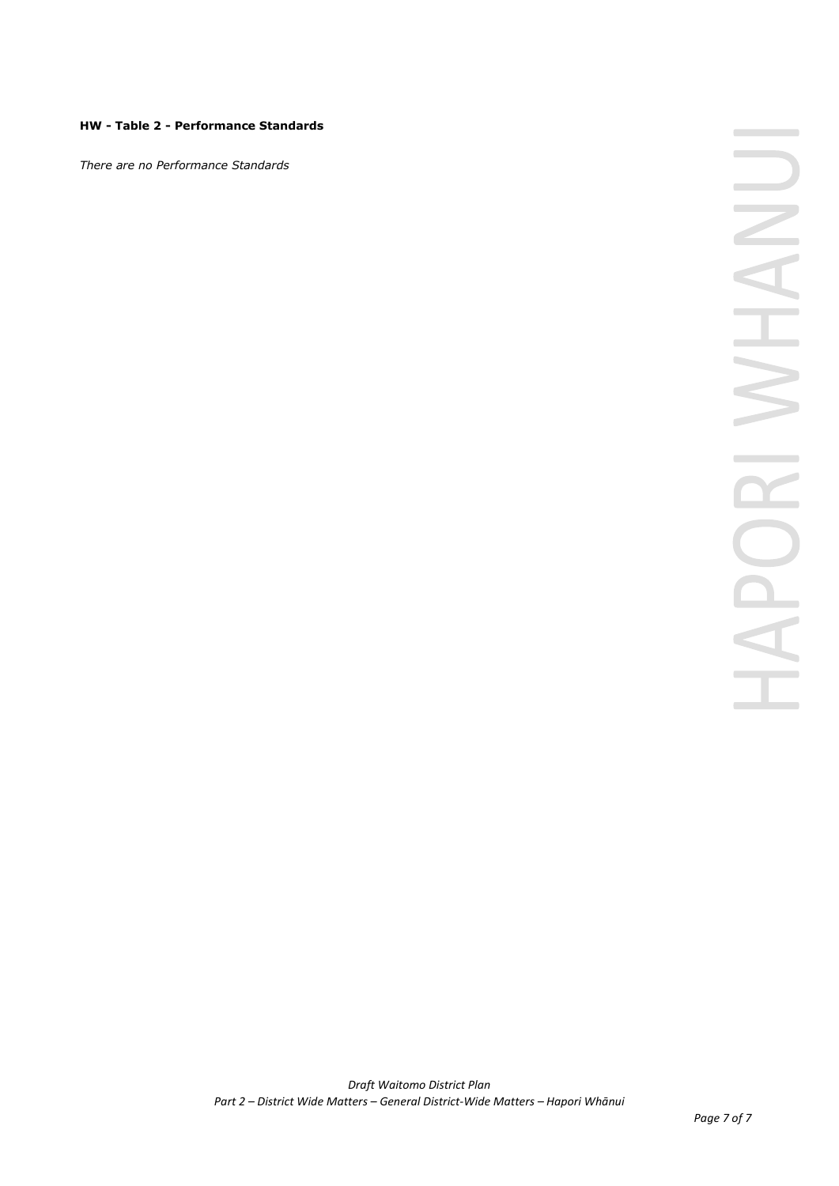**HW - Table 2 - Performance Standards**

*There are no Performance Standards*